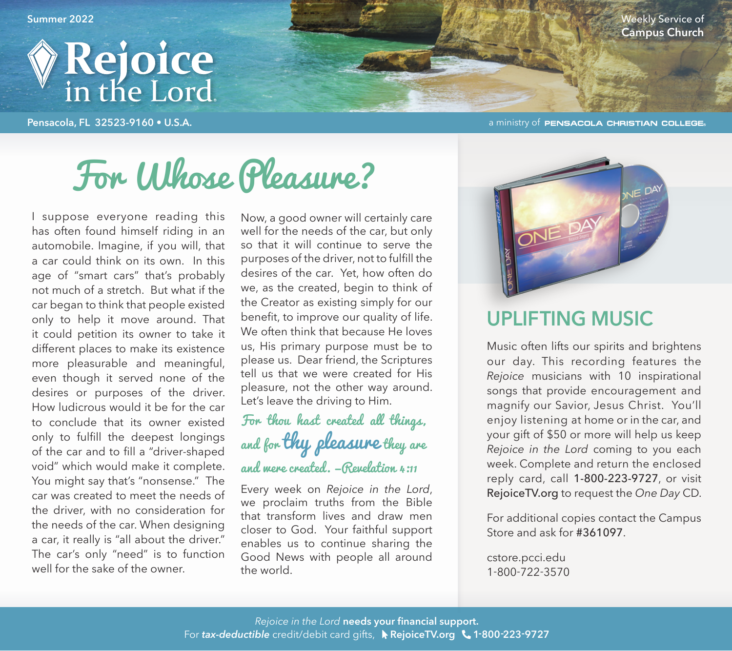Summer 2022

# Rejoice in the Lord

Weekly Service of **Campus Church**

Pensacola, FL 32523-9160 • U.S.A.

a ministry of PENSACOLA CHRISTIAN COLLEGE

## For Whose Pleasure?

I suppose everyone reading this has often found himself riding in an automobile. Imagine, if you will, that a car could think on its own. In this age of "smart cars" that's probably not much of a stretch. But what if the car began to think that people existed only to help it move around. That it could petition its owner to take it different places to make its existence more pleasurable and meaningful, even though it served none of the desires or purposes of the driver. How ludicrous would it be for the car to conclude that its owner existed only to fulfill the deepest longings of the car and to fill a "driver-shaped void" which would make it complete. You might say that's "nonsense." The car was created to meet the needs of the driver, with no consideration for the needs of the car. When designing a car, it really is "all about the driver." The car's only "need" is to function well for the sake of the owner.

Now, a good owner will certainly care well for the needs of the car, but only so that it will continue to serve the purposes of the driver, not to fulfill the desires of the car. Yet, how often do we, as the created, begin to think of the Creator as existing simply for our benefit, to improve our quality of life. We often think that because He loves us, His primary purpose must be to please us. Dear friend, the Scriptures tell us that we were created for His pleasure, not the other way around. Let's leave the driving to Him.

*For thou hast created all things, and for thy pleasure they are and were created. –Revelation 4:11*

Every week on *Rejoice in the Lord*, we proclaim truths from the Bible that transform lives and draw men closer to God. Your faithful support enables us to continue sharing the Good News with people all around the world.

## UPLIFTING MUSIC

Music often lifts our spirits and brightens our day. This recording features the *Rejoice* musicians with 10 inspirational songs that provide encouragement and magnify our Savior, Jesus Christ. You'll enjoy listening at home or in the car, and your gift of $50 or more will help us keep *Rejoice in the Lord* coming to you each week. Complete and return the enclosed reply card, call **1-800-223-9727**, or visit **RejoiceTV.org** to request the *One Day* CD.

For additional copies contact the Campus Store and ask for **#361097**.

cstore.pcci.edu
1-800-722-3570

*Rejoice in the Lord* **needs your financial support.**
For ***tax-deductible*** credit/debit card gifts, **RejoiceTV.org** **1-800-223-9727**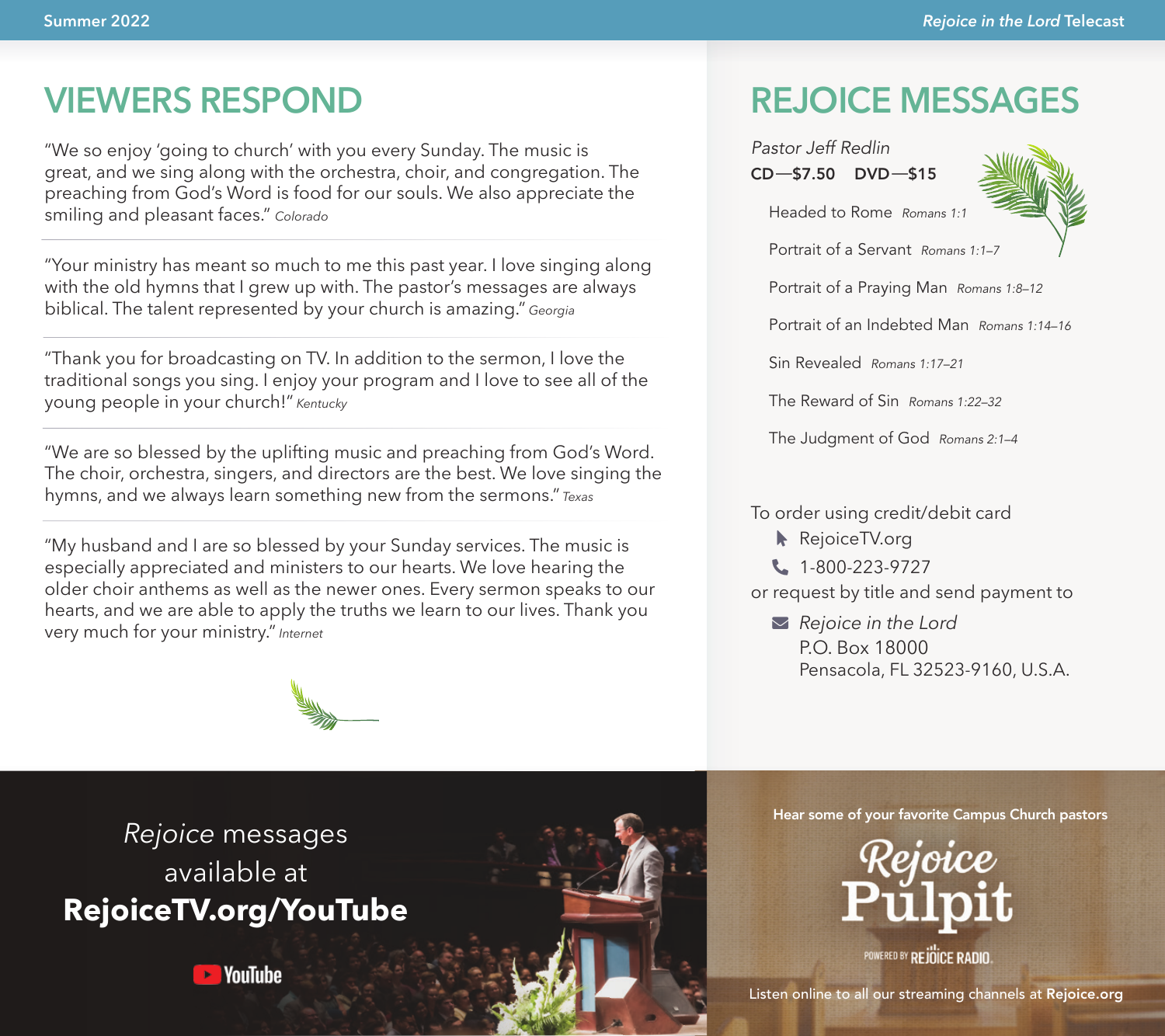# VIEWERS RESPOND

"We so enjoy 'going to church' with you every Sunday. The music is great, and we sing along with the orchestra, choir, and congregation. The preaching from God's Word is food for our souls. We also appreciate the smiling and pleasant faces." *Colorado*

"Your ministry has meant so much to me this past year. I love singing along with the old hymns that I grew up with. The pastor's messages are always biblical. The talent represented by your church is amazing." *Georgia*

"Thank you for broadcasting on TV. In addition to the sermon, I love the traditional songs you sing. I enjoy your program and I love to see all of the young people in your church!" *Kentucky*

"We are so blessed by the uplifting music and preaching from God's Word. The choir, orchestra, singers, and directors are the best. We love singing the hymns, and we always learn something new from the sermons." *Texas*

"My husband and I are so blessed by your Sunday services. The music is especially appreciated and ministers to our hearts. We love hearing the older choir anthems as well as the newer ones. Every sermon speaks to our hearts, and we are able to apply the truths we learn to our lives. Thank you very much for your ministry." *Internet*

# REJOICE MESSAGES

*Pastor Jeff Redlin*

**CD—$7.50 DVD—$15**

- Headed to Rome *Romans 1:1*
- Portrait of a Servant *Romans 1:1–7*
- Portrait of a Praying Man *Romans 1:8–12*
- Portrait of an Indebted Man *Romans 1:14–16*
- Sin Revealed *Romans 1:17–21*
- The Reward of Sin *Romans 1:22–32*
- The Judgment of God *Romans 2:1–4*

To order using credit/debit card

RejoiceTV.org

1-800-223-9727

or request by title and send payment to

*Rejoice in the Lord*
P.O. Box 18000
Pensacola, FL 32523-9160, U.S.A.

*Rejoice* messages available at **RejoiceTV.org/YouTube**

YouTube

Hear some of your favorite Campus Church pastors

**Rejoice Pulpit**

POWERED BY REJOICE RADIO

Listen online to all our streaming channels at **Rejoice.org**